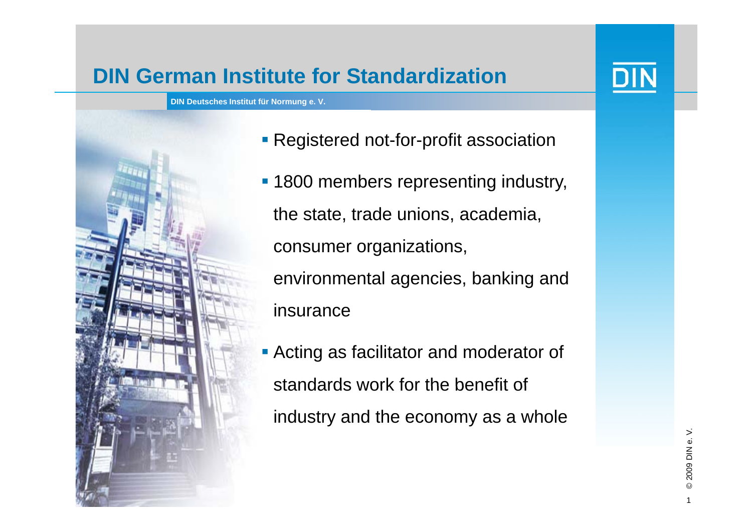# DIN German Institute for Standardization

**DIN Deutsches Institut für Normung e. V.**

- Registered not-for-profit association
- 1800 members representing industry, the state, trade unions, academia, consumer organizations, environmental agencies, banking and insurance
- Acting as facilitator and moderator of standards work for the benefit of industry and the economy as a whole

© 2009 DIN e. V.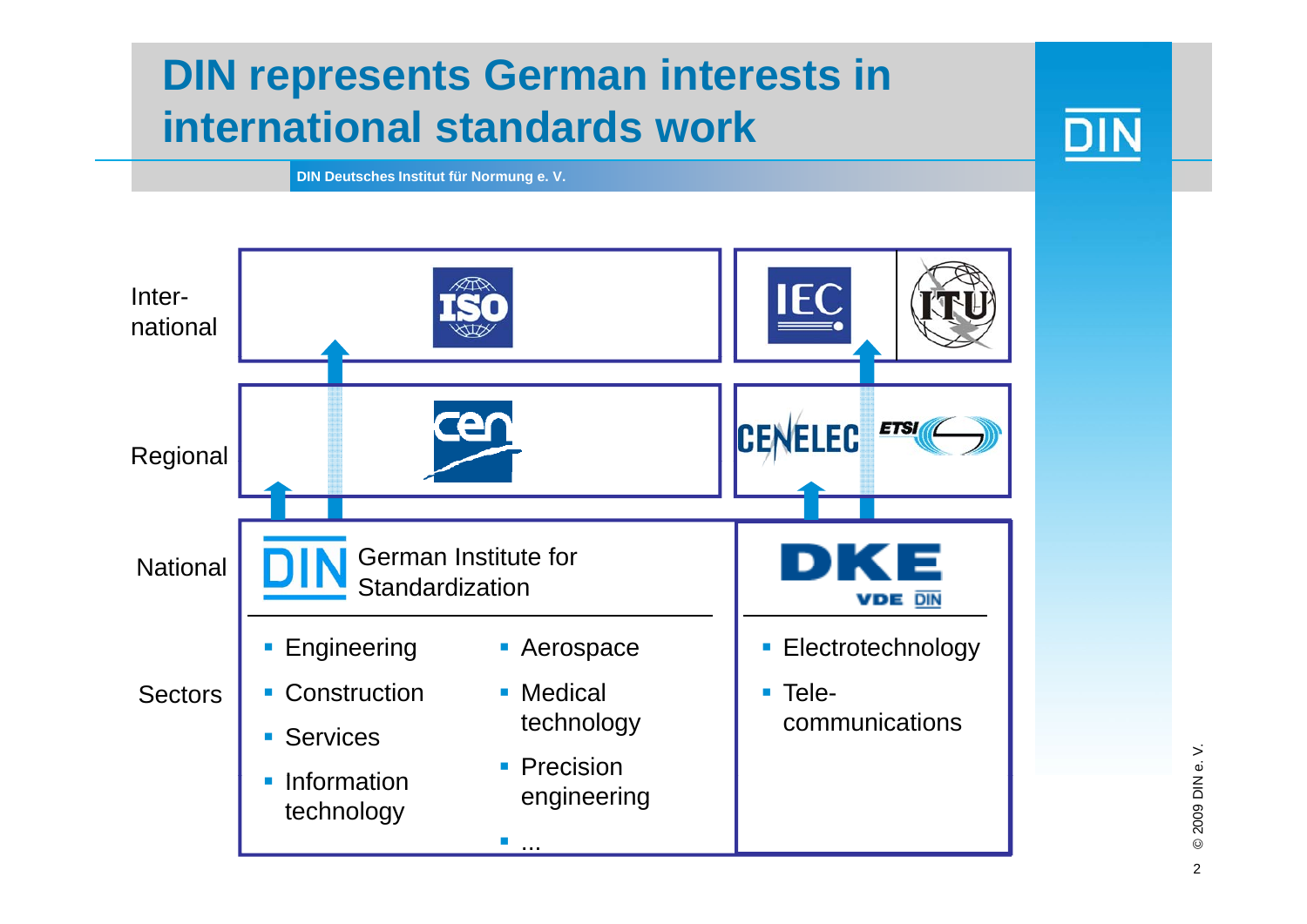# DIN represents German interests in international standards work

DIN Deutsches Institut für Normung e. V.

| | | |
|---|---|---|
| International | ISO | IEC, ITU |
| Regional | CEN | CENELEC, ETSI |
| National | DIN German Institute for Standardization | DKE (VDE DIN) |
| Sectors | ▪ Engineering<br>▪ Construction<br>▪ Services<br>▪ Information technology<br>▪ Aerospace<br>▪ Medical technology<br>▪ Precision engineering<br>▪ ... | ▪ Electrotechnology<br>▪ Telecommunications |

© 2009 DIN e. V.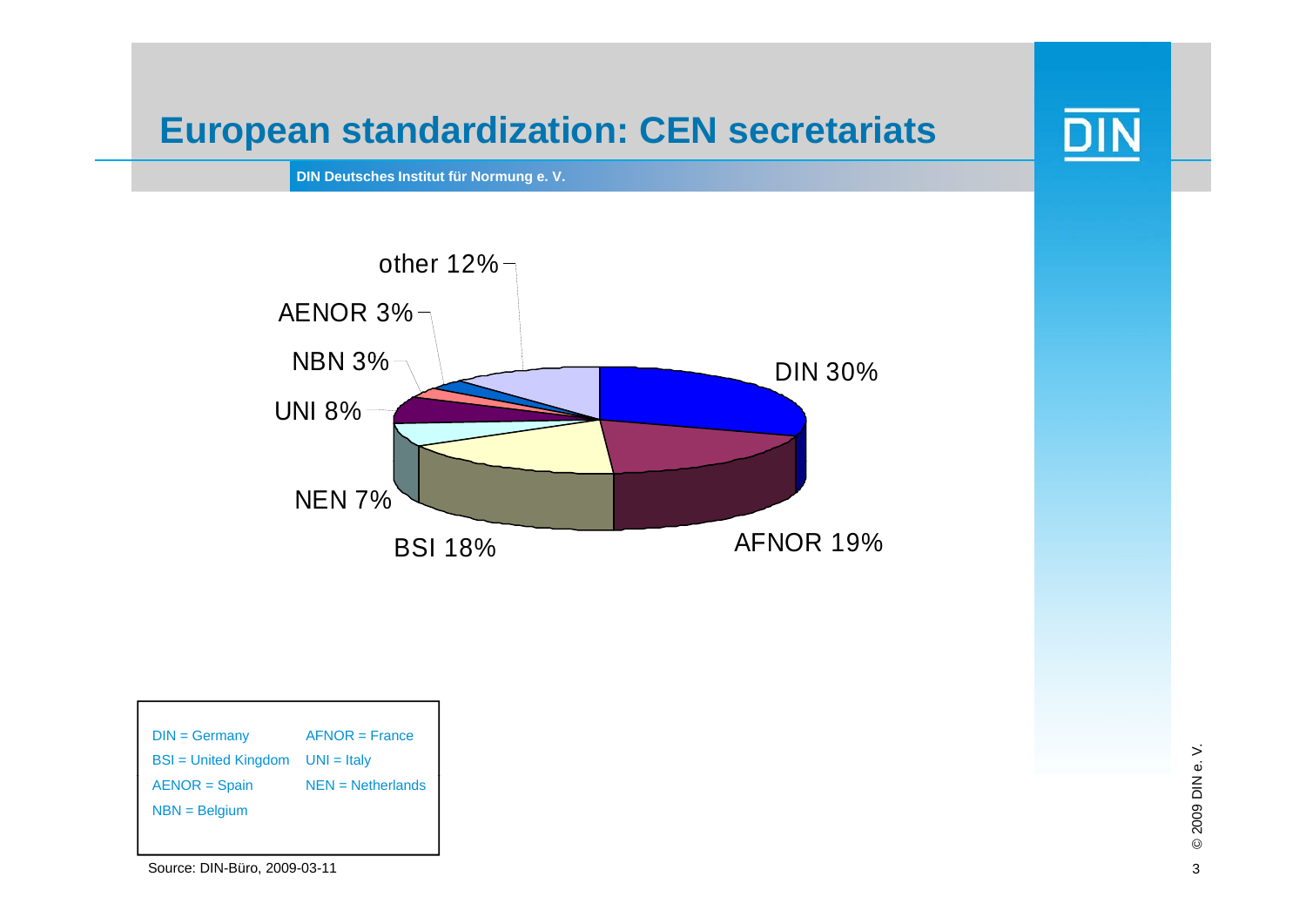# European standardization: CEN secretariats

**DIN Deutsches Institut für Normung e. V.**

other 12%

AENOR 3%

NBN 3%

UNI 8%

NEN 7%

BSI 18%

AFNOR 19%

DIN 30%

| | |
|---|---|
| DIN = Germany | AFNOR = France |
| BSI = United Kingdom | UNI = Italy |
| AENOR = Spain | NEN = Netherlands |
| NBN = Belgium | |

Source: DIN-Büro, 2009-03-11

© 2009 DIN e. V.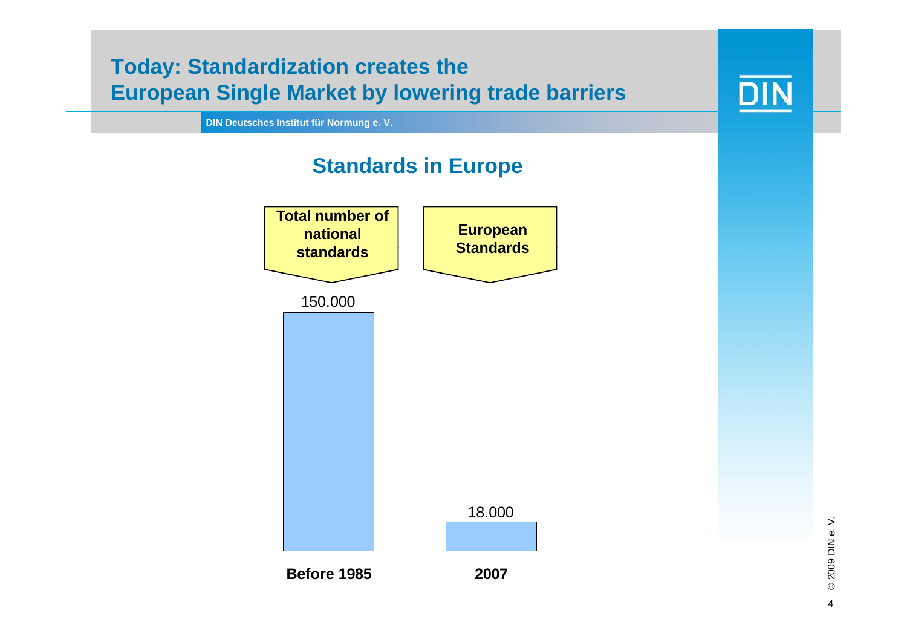# Today: Standardization creates the European Single Market by lowering trade barriers

DIN Deutsches Institut für Normung e. V.

## Standards in Europe

| | Total number of national standards | European Standards |
|---|---|---|
| Before 1985 | 150.000 | |
| 2007 | | 18.000 |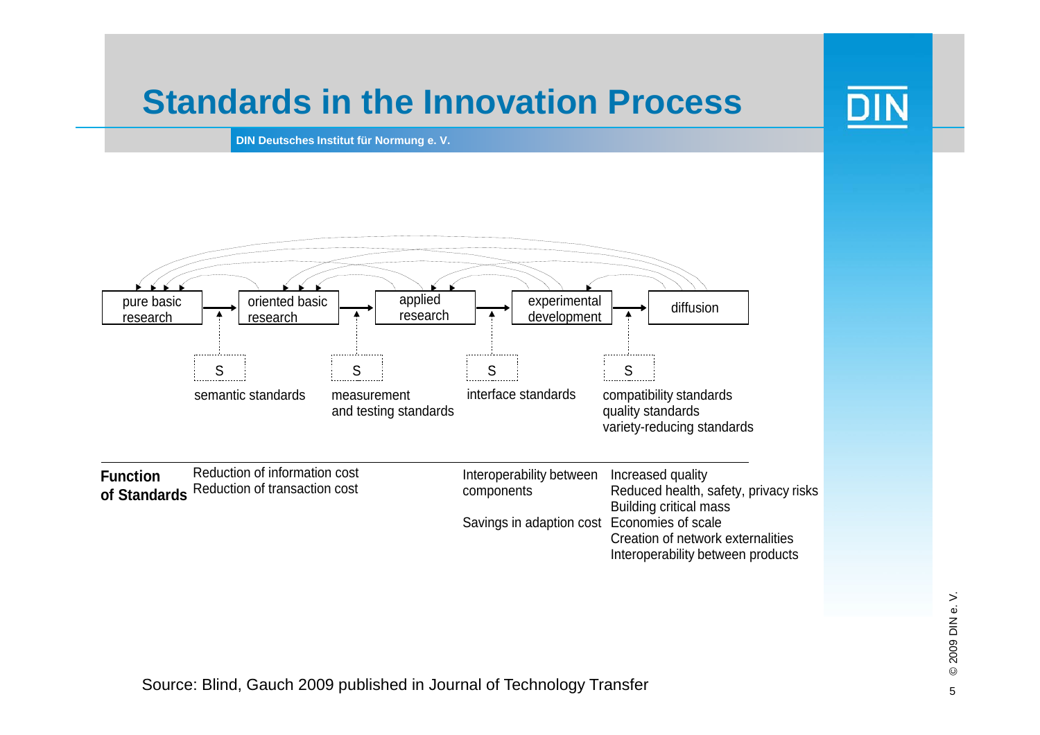# Standards in the Innovation Process

**DIN Deutsches Institut für Normung e. V.**

pure basic research → oriented basic research → applied research → experimental development → diffusion

| S | S | S | S |
|---|---|---|---|
| semantic standards | measurement and testing standards | interface standards | compatibility standards<br>quality standards<br>variety-reducing standards |

| **Function of Standards** | Reduction of information cost<br>Reduction of transaction cost | Interoperability between components<br><br>Savings in adaption cost | Increased quality<br>Reduced health, safety, privacy risks<br>Building critical mass<br>Economies of scale<br>Creation of network externalities<br>Interoperability between products |
|---|---|---|---|

Source: Blind, Gauch 2009 published in Journal of Technology Transfer

© 2009 DIN e. V.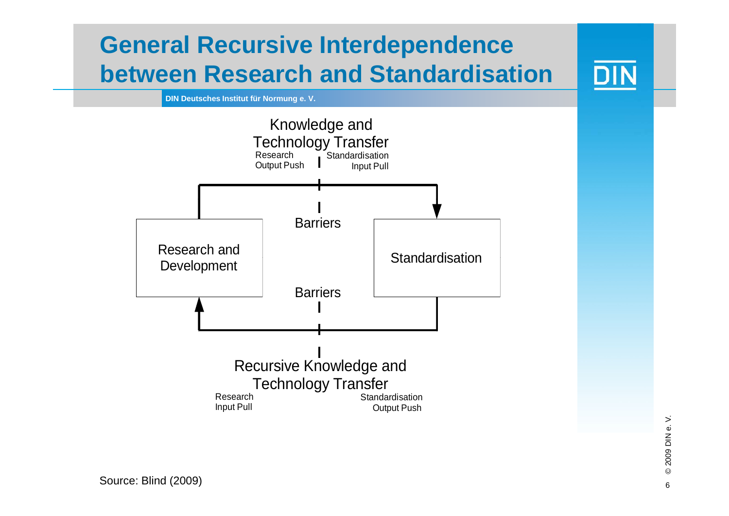# General Recursive Interdependence between Research and Standardisation

DIN Deutsches Institut für Normung e. V.

Knowledge and Technology Transfer

Research Output Push

Standardisation Input Pull

Barriers

Research and Development

Standardisation

Barriers

Recursive Knowledge and Technology Transfer

Research Input Pull

Standardisation Output Push

Source: Blind (2009)

© 2009 DIN e. V.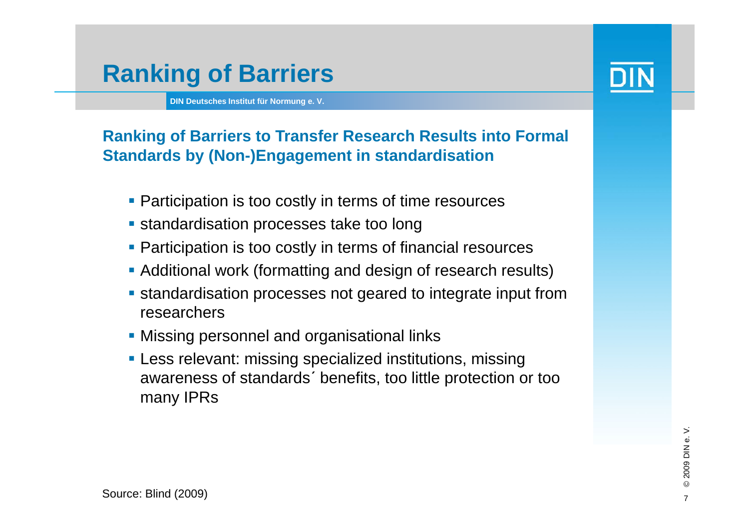# Ranking of Barriers

DIN Deutsches Institut für Normung e. V.

## Ranking of Barriers to Transfer Research Results into Formal Standards by (Non-)Engagement in standardisation

- Participation is too costly in terms of time resources
- standardisation processes take too long
- Participation is too costly in terms of financial resources
- Additional work (formatting and design of research results)
- standardisation processes not geared to integrate input from researchers
- Missing personnel and organisational links
- Less relevant: missing specialized institutions, missing awareness of standards´ benefits, too little protection or too many IPRs

Source: Blind (2009)

© 2009 DIN e. V.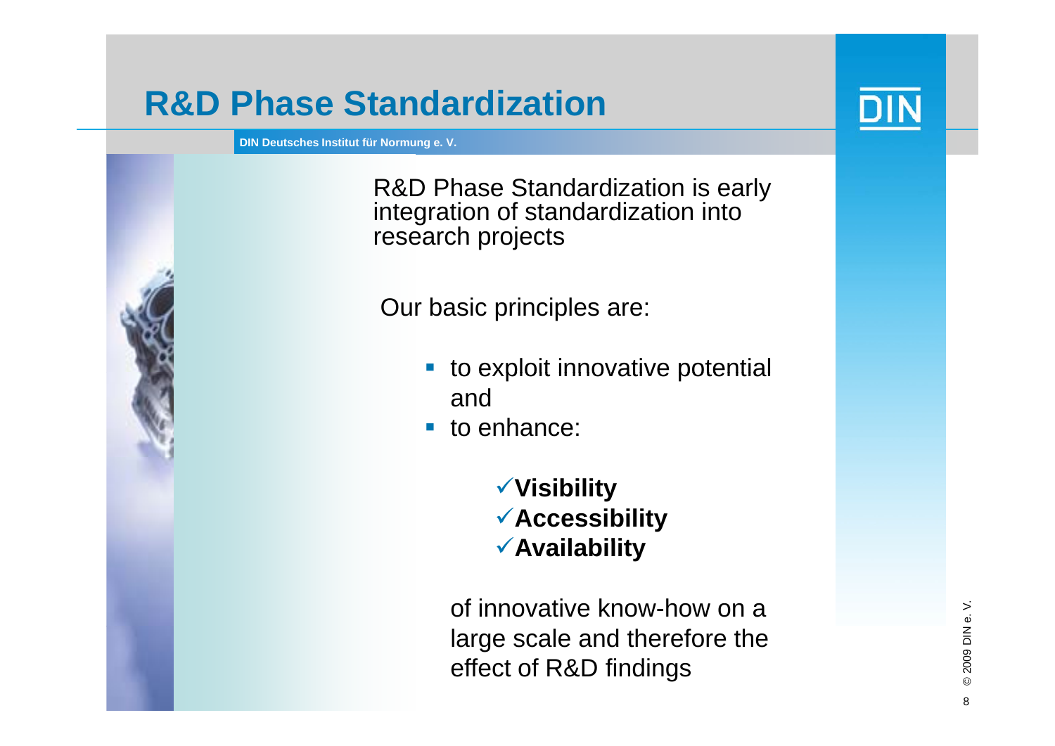# R&D Phase Standardization

DIN Deutsches Institut für Normung e. V.

R&D Phase Standardization is early integration of standardization into research projects

Our basic principles are:

- to exploit innovative potential and
- to enhance:

  ✓**Visibility**
  ✓**Accessibility**
  ✓**Availability**

  of innovative know-how on a large scale and therefore the effect of R&D findings

© 2009 DIN e. V.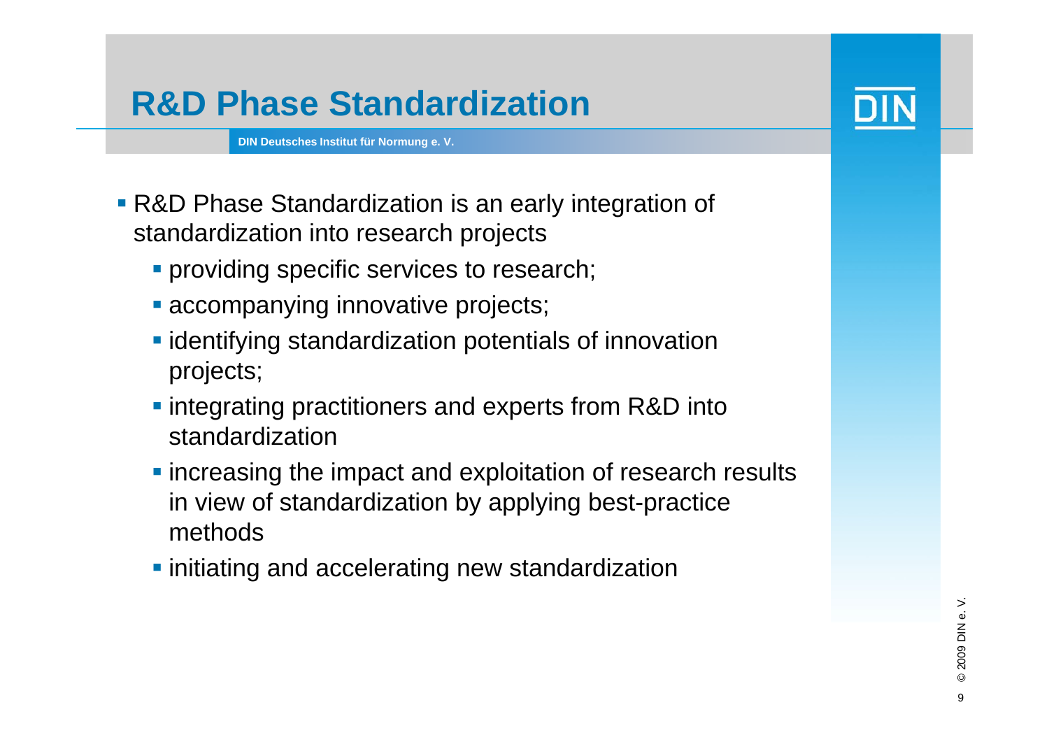# R&D Phase Standardization

DIN Deutsches Institut für Normung e. V.

- R&D Phase Standardization is an early integration of standardization into research projects
  - providing specific services to research;
  - accompanying innovative projects;
  - identifying standardization potentials of innovation projects;
  - integrating practitioners and experts from R&D into standardization
  - increasing the impact and exploitation of research results in view of standardization by applying best-practice methods
  - initiating and accelerating new standardization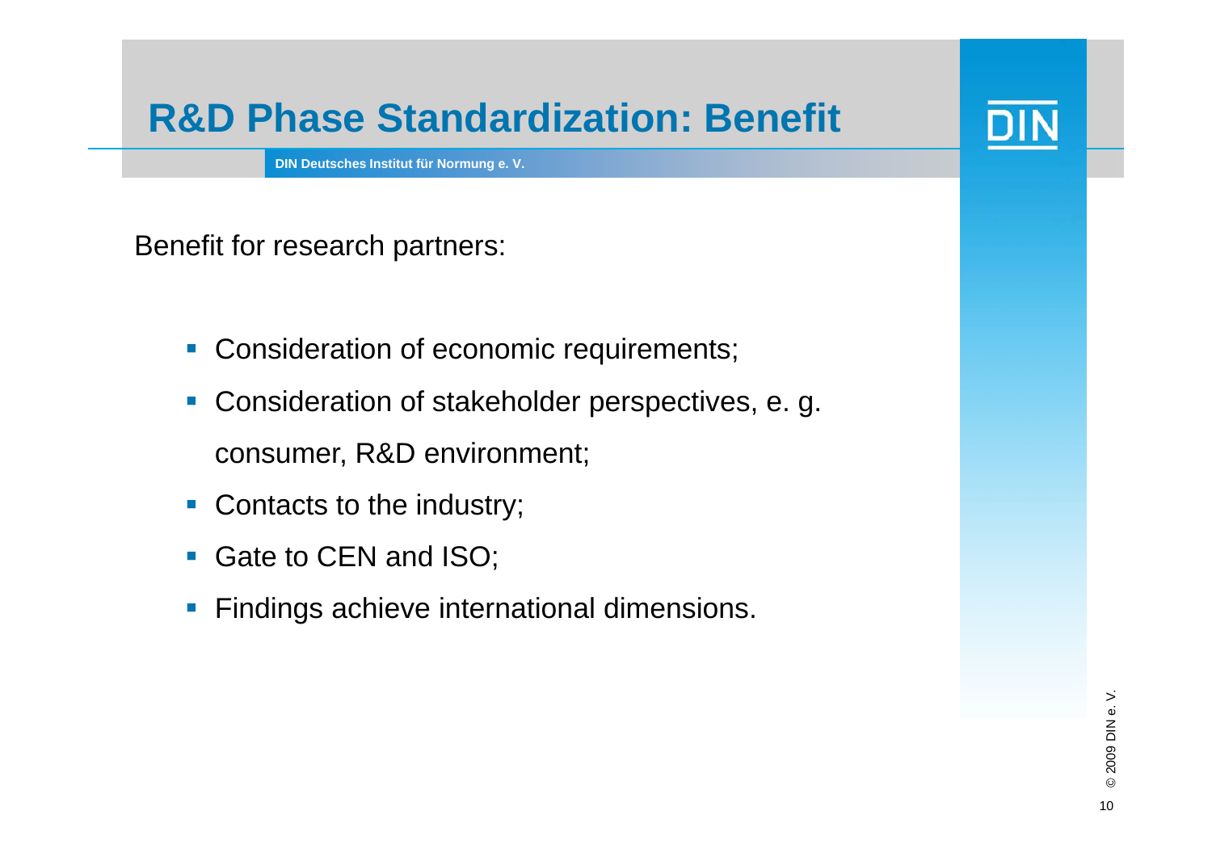# R&D Phase Standardization: Benefit

DIN Deutsches Institut für Normung e. V.

Benefit for research partners:

- Consideration of economic requirements;
- Consideration of stakeholder perspectives, e. g. consumer, R&D environment;
- Contacts to the industry;
- Gate to CEN and ISO;
- Findings achieve international dimensions.

© 2009 DIN e. V.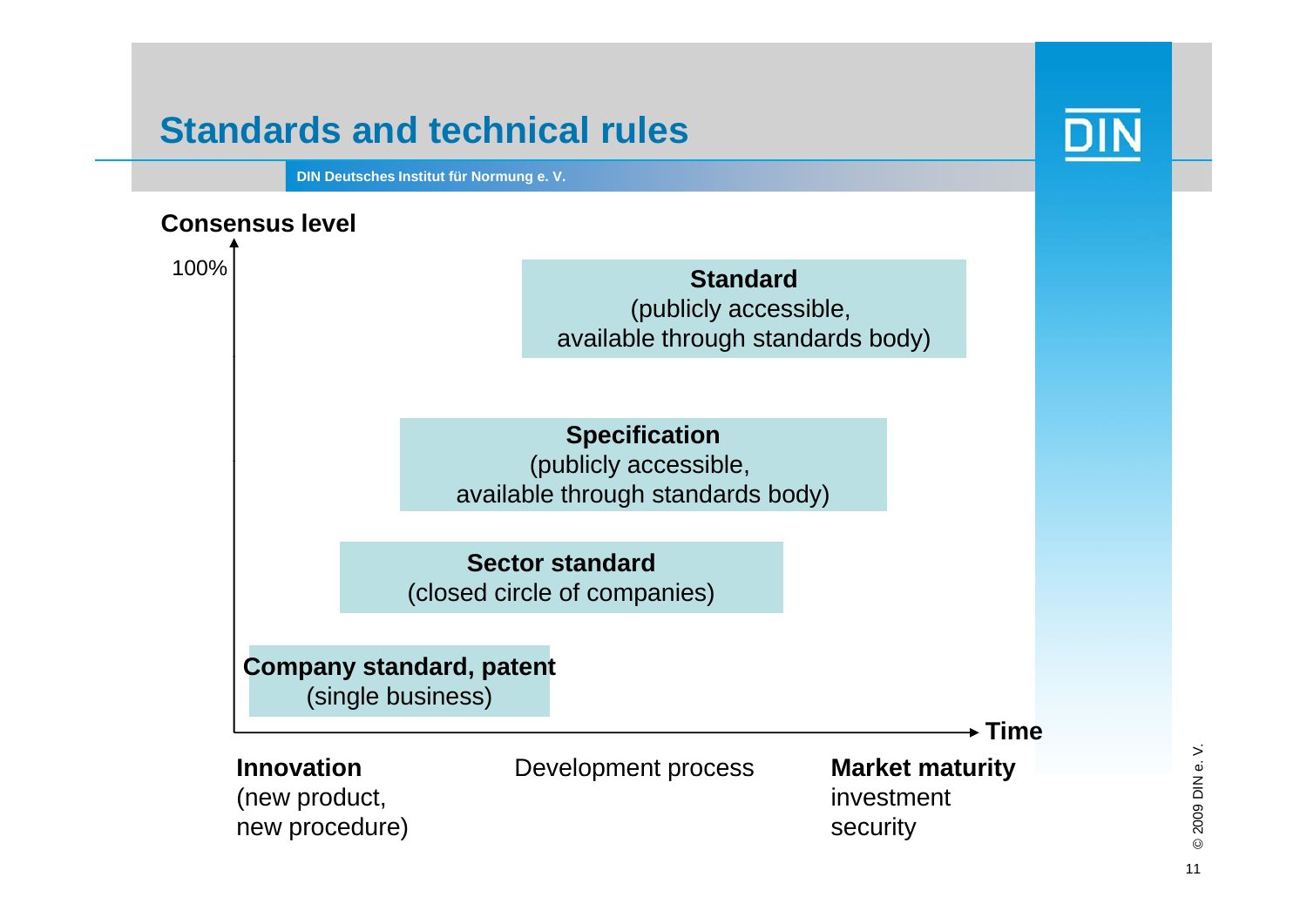# Standards and technical rules

DIN Deutsches Institut für Normung e. V.

**Consensus level**

100%

**Standard**
(publicly accessible,
available through standards body)

**Specification**
(publicly accessible,
available through standards body)

**Sector standard**
(closed circle of companies)

**Company standard, patent**
(single business)

**Time**

**Innovation**
(new product,
new procedure)

Development process

**Market maturity**
investment
security

© 2009 DIN e. V.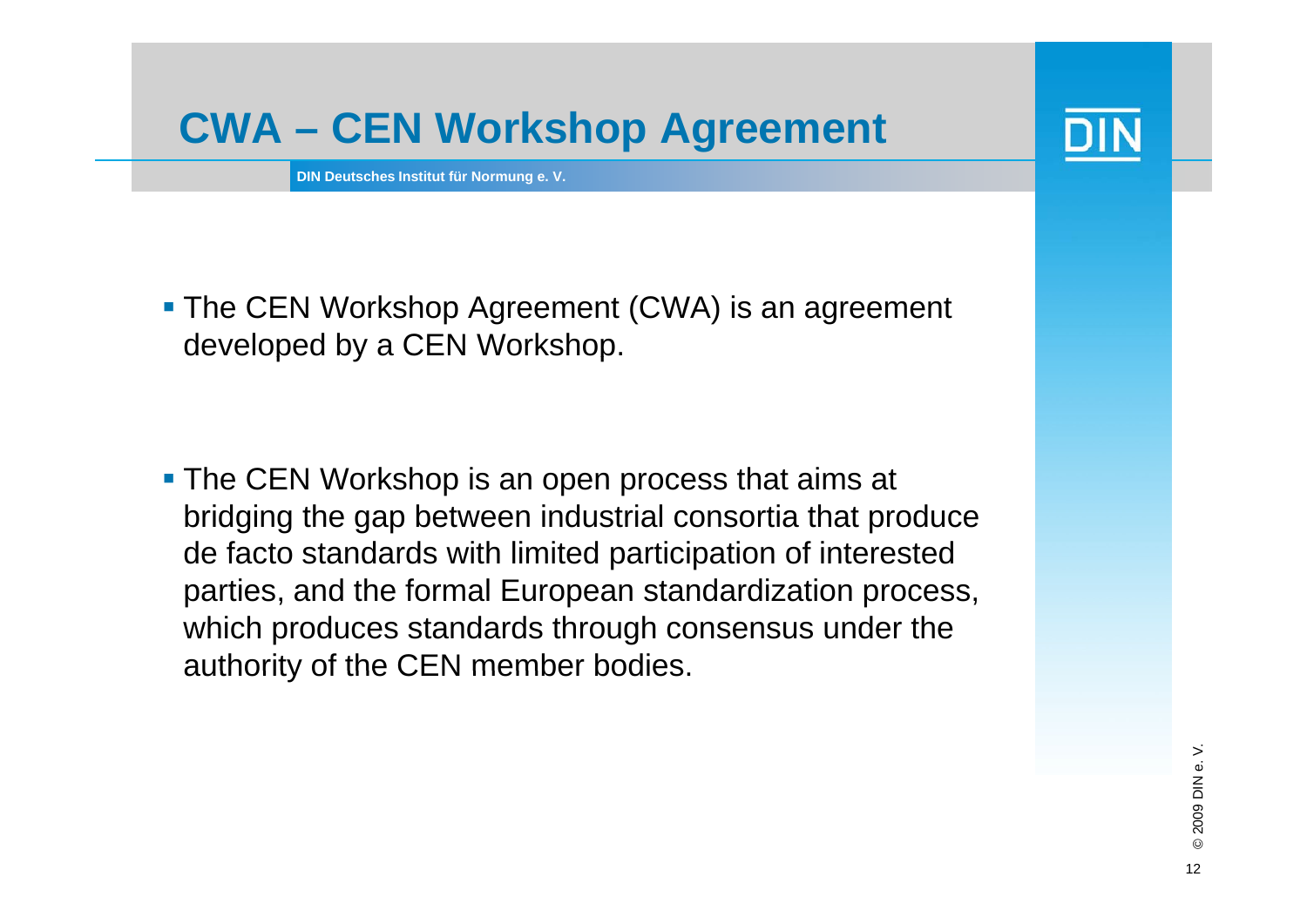# CWA – CEN Workshop Agreement

**DIN Deutsches Institut für Normung e. V.**

- The CEN Workshop Agreement (CWA) is an agreement developed by a CEN Workshop.

- The CEN Workshop is an open process that aims at bridging the gap between industrial consortia that produce de facto standards with limited participation of interested parties, and the formal European standardization process, which produces standards through consensus under the authority of the CEN member bodies.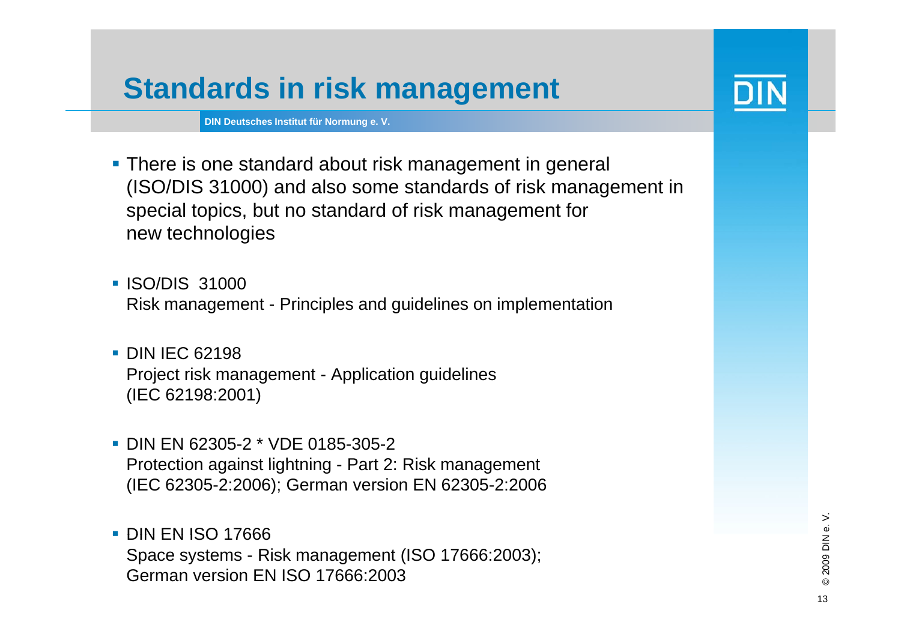# Standards in risk management

**DIN Deutsches Institut für Normung e. V.**

- There is one standard about risk management in general (ISO/DIS 31000) and also some standards of risk management in special topics, but no standard of risk management for new technologies

- ISO/DIS 31000
  Risk management - Principles and guidelines on implementation

- DIN IEC 62198
  Project risk management - Application guidelines
  (IEC 62198:2001)

- DIN EN 62305-2 * VDE 0185-305-2
  Protection against lightning - Part 2: Risk management
  (IEC 62305-2:2006); German version EN 62305-2:2006

- DIN EN ISO 17666
  Space systems - Risk management (ISO 17666:2003);
  German version EN ISO 17666:2003

© 2009 DIN e. V.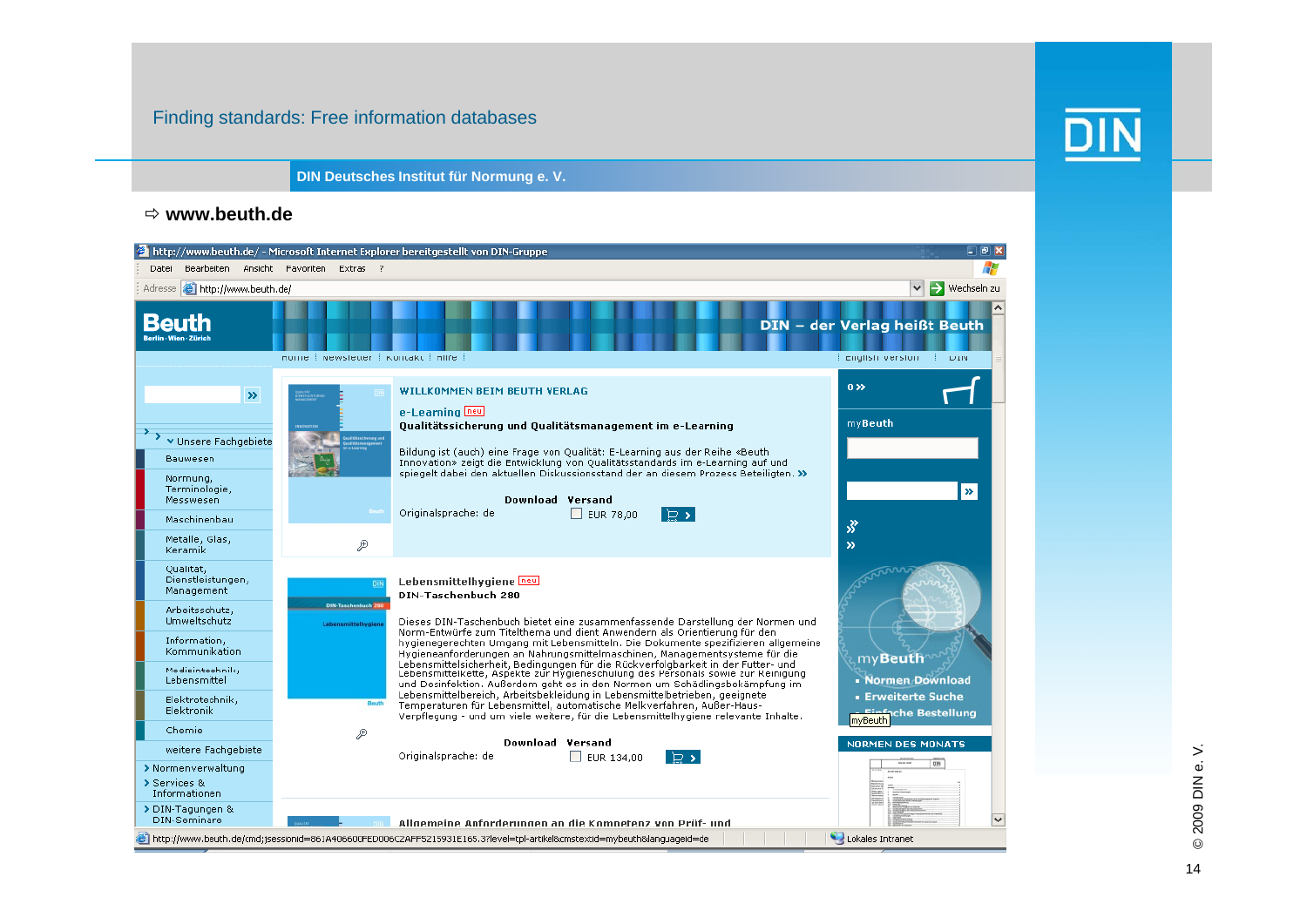# Finding standards: Free information databases

**DIN Deutsches Institut für Normung e. V.**

⇨ **www.beuth.de**

http://www.beuth.de/ - Microsoft Internet Explorer bereitgestellt von DIN-Gruppe

Datei Bearbeiten Ansicht Favoriten Extras ?

Adresse http://www.beuth.de/ Wechseln zu

Beuth
Berlin · Wien · Zürich

DIN – der Verlag heißt Beuth

Home | Newsletter | Kontakt | Hilfe | English version | DIN

Unsere Fachgebiete
- Bauwesen
- Normung, Terminologie, Messwesen
- Maschinenbau
- Metalle, Glas, Keramik
- Qualität, Dienstleistungen, Management
- Arbeitsschutz, Umweltschutz
- Information, Kommunikation
- Medizintechnik, Lebensmittel
- Elektrotechnik, Elektronik
- Chemie
- weitere Fachgebiete

Normenverwaltung
Services & Informationen
DIN-Tagungen & DIN-Seminare

WILLKOMMEN BEIM BEUTH VERLAG

e-Learning neu
**Qualitätssicherung und Qualitätsmanagement im e-Learning**

Bildung ist (auch) eine Frage von Qualität: E-Learning aus der Reihe «Beuth Innovation» zeigt die Entwicklung von Qualitätsstandards im e-Learning auf und spiegelt dabei den aktuellen Diskussionsstand der an diesem Prozess Beteiligten. »

| | Download | Versand |
|---|---|---|
| Originalsprache: de | | EUR 78,00 |

Lebensmittelhygiene neu
**DIN-Taschenbuch 280**

Dieses DIN-Taschenbuch bietet eine zusammenfassende Darstellung der Normen und Norm-Entwürfe zum Titelthema und dient Anwendern als Orientierung für den hygienegerechten Umgang mit Lebensmitteln. Die Dokumente spezifizieren allgemeine Hygieneanforderungen an Nahrungsmittelmaschinen, Managementsysteme für die Lebensmittelsicherheit, Bedingungen für die Rückverfolgbarkeit in der Futter- und Lebensmittelkette, Aspekte zur Hygieneschulung des Personals sowie zur Reinigung und Desinfektion. Außerdem geht es in den Normen um Schädlingsbekämpfung im Lebensmittelbereich, Arbeitsbekleidung in Lebensmittelbetrieben, geeignete Temperaturen für Lebensmittel, automatische Melkverfahren, Außer-Haus-Verpflegung - und um viele weitere, für die Lebensmittelhygiene relevante Inhalte.

| | Download | Versand |
|---|---|---|
| Originalsprache: de | | EUR 134,00 |

Allgemeine Anforderungen an die Kompetenz von Prüf- und

myBeuth
- Normen Download
- Erweiterte Suche
- Einfache Bestellung

NORMEN DES MONATS

http://www.beuth.de/cmd;jsessionid=861A406600FED006C2AFF5215931E165.3?level=tpl-artikel&cmstextid=mybeuth&languageid=de    Lokales Intranet

© 2009 DIN e. V.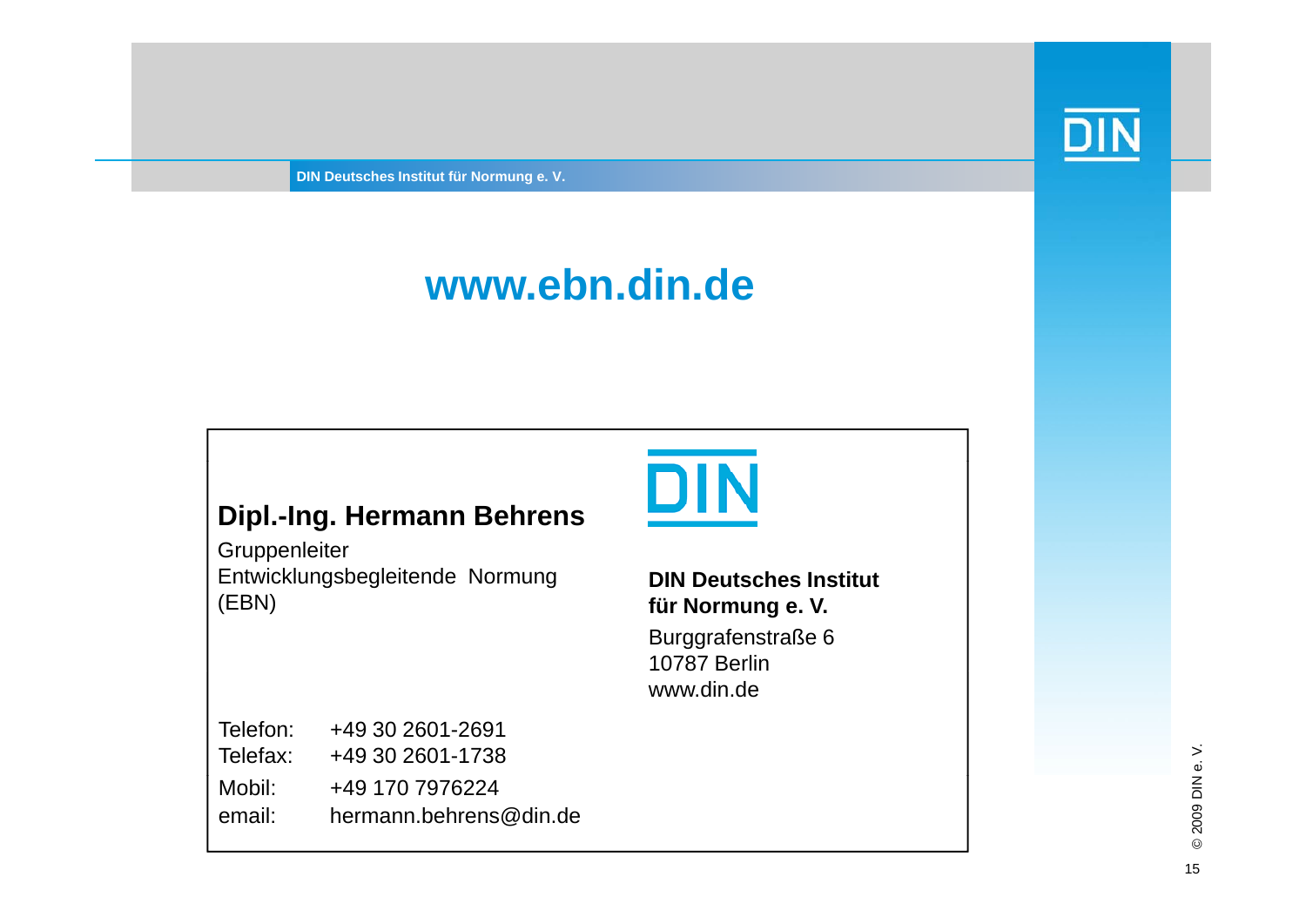# www.ebn.din.de

**Dipl.-Ing. Hermann Behrens**

Gruppenleiter
Entwicklungsbegleitende Normung
(EBN)

| | |
|---|---|
| Telefon: | +49 30 2601-2691 |
| Telefax: | +49 30 2601-1738 |
| Mobil: | +49 170 7976224 |
| email: | hermann.behrens@din.de |

DIN

**DIN Deutsches Institut für Normung e. V.**

Burggrafenstraße 6
10787 Berlin
www.din.de